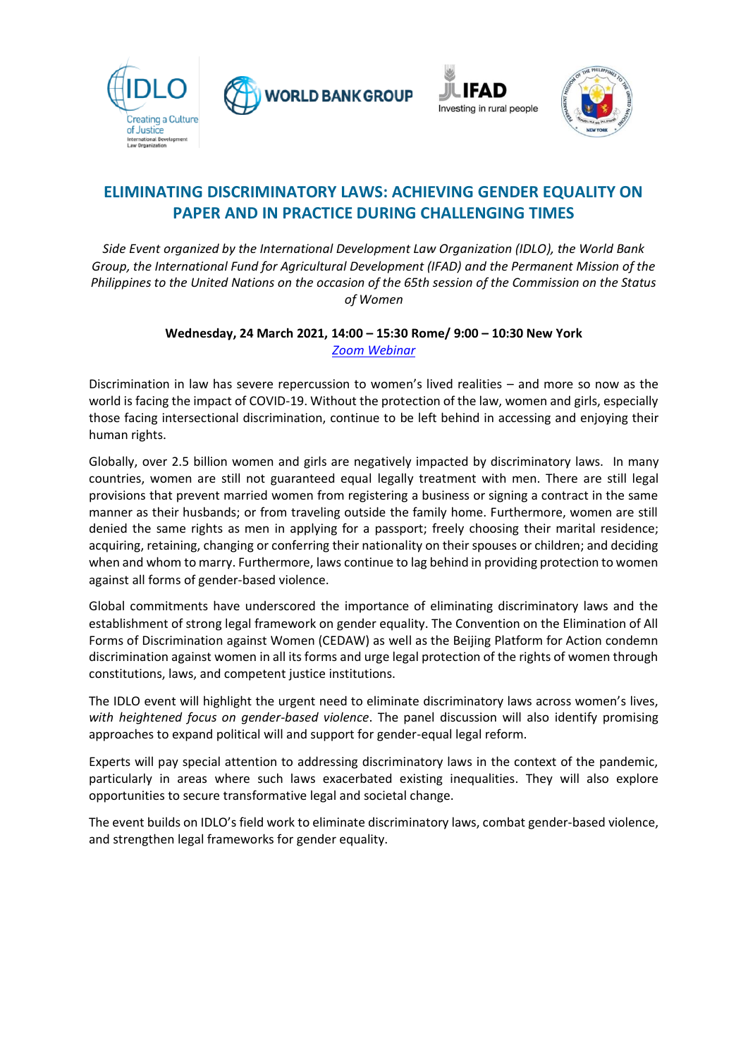# ELIMINATING DISCRIMINATORY LAWS: ACHIEVING GENDER EQUALITY ON PAPER AND IN PRACTICE DURING CHALLENGING TIMES

*Side Event organized by the International Development Law Organization (IDLO), the World Bank Group, the International Fund for Agricultural Development (IFAD) and the Permanent Mission of the Philippines to the United Nations on the occasion of the 65th session of the Commission on the Status of Women*

**Wednesday, 24 March 2021, 14:00 – 15:30 Rome/ 9:00 – 10:30 New York**

*Zoom Webinar*

Discrimination in law has severe repercussion to women's lived realities – and more so now as the world is facing the impact of COVID-19. Without the protection of the law, women and girls, especially those facing intersectional discrimination, continue to be left behind in accessing and enjoying their human rights.

Globally, over 2.5 billion women and girls are negatively impacted by discriminatory laws. In many countries, women are still not guaranteed equal legally treatment with men. There are still legal provisions that prevent married women from registering a business or signing a contract in the same manner as their husbands; or from traveling outside the family home. Furthermore, women are still denied the same rights as men in applying for a passport; freely choosing their marital residence; acquiring, retaining, changing or conferring their nationality on their spouses or children; and deciding when and whom to marry. Furthermore, laws continue to lag behind in providing protection to women against all forms of gender-based violence.

Global commitments have underscored the importance of eliminating discriminatory laws and the establishment of strong legal framework on gender equality. The Convention on the Elimination of All Forms of Discrimination against Women (CEDAW) as well as the Beijing Platform for Action condemn discrimination against women in all its forms and urge legal protection of the rights of women through constitutions, laws, and competent justice institutions.

The IDLO event will highlight the urgent need to eliminate discriminatory laws across women's lives, *with heightened focus on gender-based violence*. The panel discussion will also identify promising approaches to expand political will and support for gender-equal legal reform.

Experts will pay special attention to addressing discriminatory laws in the context of the pandemic, particularly in areas where such laws exacerbated existing inequalities. They will also explore opportunities to secure transformative legal and societal change.

The event builds on IDLO's field work to eliminate discriminatory laws, combat gender-based violence, and strengthen legal frameworks for gender equality.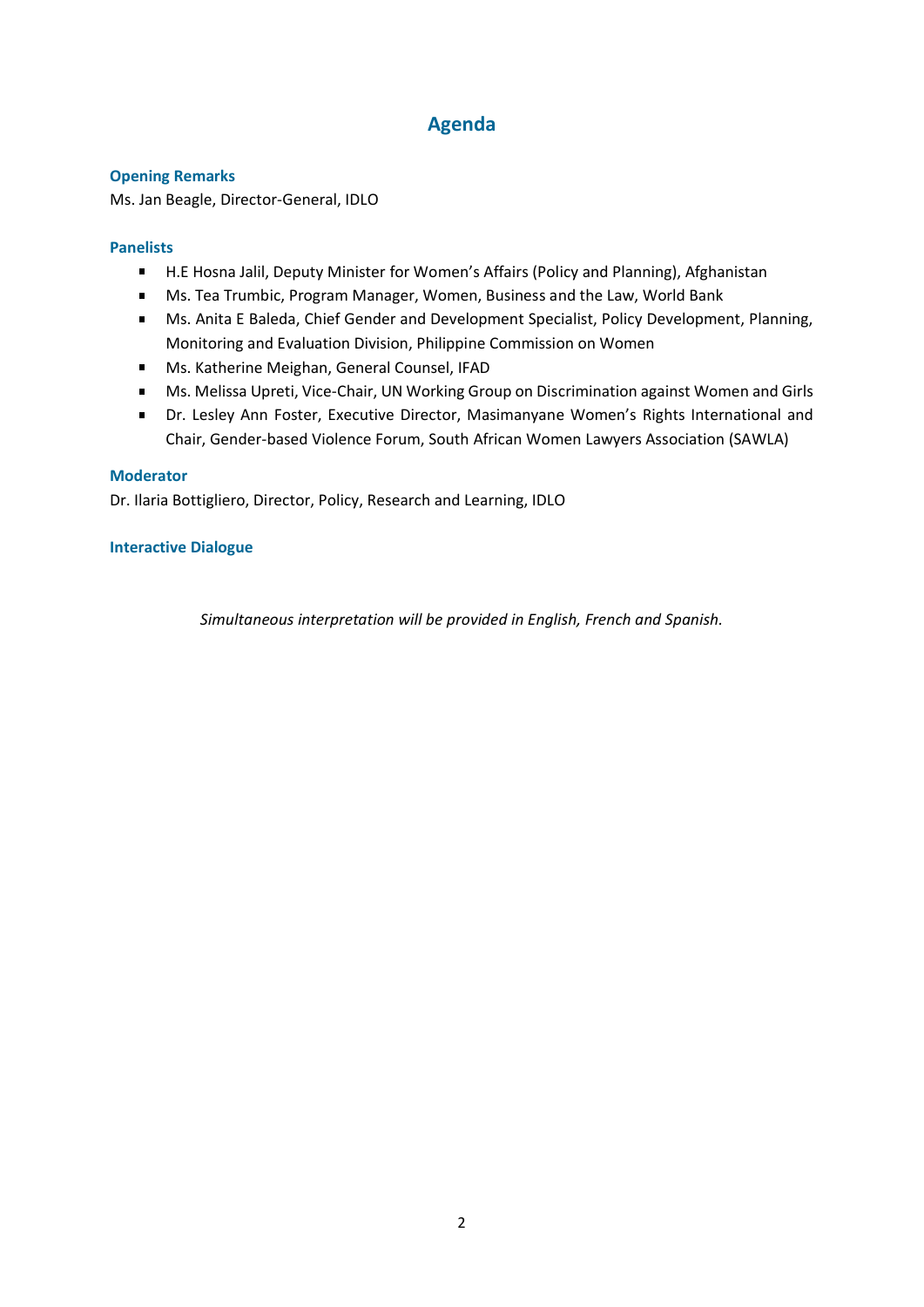# Agenda

### Opening Remarks

Ms. Jan Beagle, Director-General, IDLO

### Panelists

- H.E Hosna Jalil, Deputy Minister for Women's Affairs (Policy and Planning), Afghanistan
- Ms. Tea Trumbic, Program Manager, Women, Business and the Law, World Bank
- Ms. Anita E Baleda, Chief Gender and Development Specialist, Policy Development, Planning, Monitoring and Evaluation Division, Philippine Commission on Women
- Ms. Katherine Meighan, General Counsel, IFAD
- Ms. Melissa Upreti, Vice-Chair, UN Working Group on Discrimination against Women and Girls
- Dr. Lesley Ann Foster, Executive Director, Masimanyane Women's Rights International and Chair, Gender-based Violence Forum, South African Women Lawyers Association (SAWLA)

### Moderator

Dr. Ilaria Bottigliero, Director, Policy, Research and Learning, IDLO

### Interactive Dialogue

*Simultaneous interpretation will be provided in English, French and Spanish.*